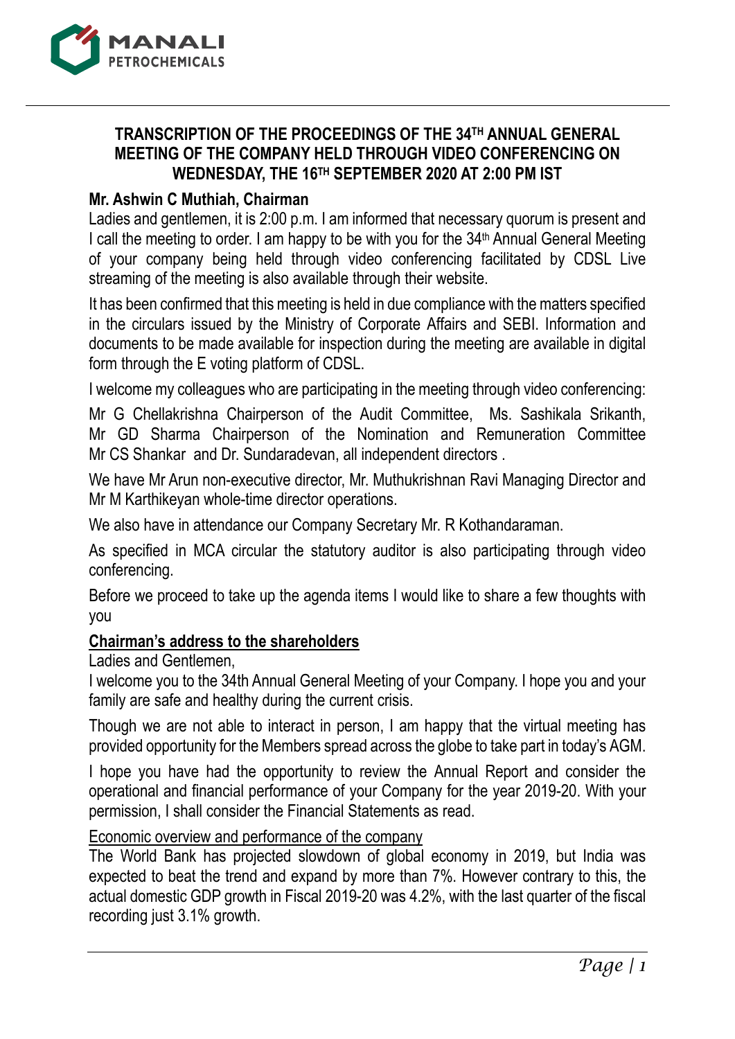# TRANSCRIPTION OF THE PROCEEDINGS OF THE 34TH ANNUAL GENERAL MEETING OF THE COMPANY HELD THROUGH VIDEO CONFERENCING ON WEDNESDAY, THE 16TH SEPTEMBER 2020 AT 2:00 PM IST

**Mr. Ashwin C Muthiah, Chairman**

Ladies and gentlemen, it is 2:00 p.m. I am informed that necessary quorum is present and I call the meeting to order. I am happy to be with you for the 34th Annual General Meeting of your company being held through video conferencing facilitated by CDSL Live streaming of the meeting is also available through their website.

It has been confirmed that this meeting is held in due compliance with the matters specified in the circulars issued by the Ministry of Corporate Affairs and SEBI. Information and documents to be made available for inspection during the meeting are available in digital form through the E voting platform of CDSL.

I welcome my colleagues who are participating in the meeting through video conferencing:

Mr G Chellakrishna Chairperson of the Audit Committee, Ms. Sashikala Srikanth, Mr GD Sharma Chairperson of the Nomination and Remuneration Committee Mr CS Shankar and Dr. Sundaradevan, all independent directors .

We have Mr Arun non-executive director, Mr. Muthukrishnan Ravi Managing Director and Mr M Karthikeyan whole-time director operations.

We also have in attendance our Company Secretary Mr. R Kothandaraman.

As specified in MCA circular the statutory auditor is also participating through video conferencing.

Before we proceed to take up the agenda items I would like to share a few thoughts with you

## Chairman's address to the shareholders

Ladies and Gentlemen,

I welcome you to the 34th Annual General Meeting of your Company. I hope you and your family are safe and healthy during the current crisis.

Though we are not able to interact in person, I am happy that the virtual meeting has provided opportunity for the Members spread across the globe to take part in today's AGM.

I hope you have had the opportunity to review the Annual Report and consider the operational and financial performance of your Company for the year 2019-20. With your permission, I shall consider the Financial Statements as read.

### Economic overview and performance of the company

The World Bank has projected slowdown of global economy in 2019, but India was expected to beat the trend and expand by more than 7%. However contrary to this, the actual domestic GDP growth in Fiscal 2019-20 was 4.2%, with the last quarter of the fiscal recording just 3.1% growth.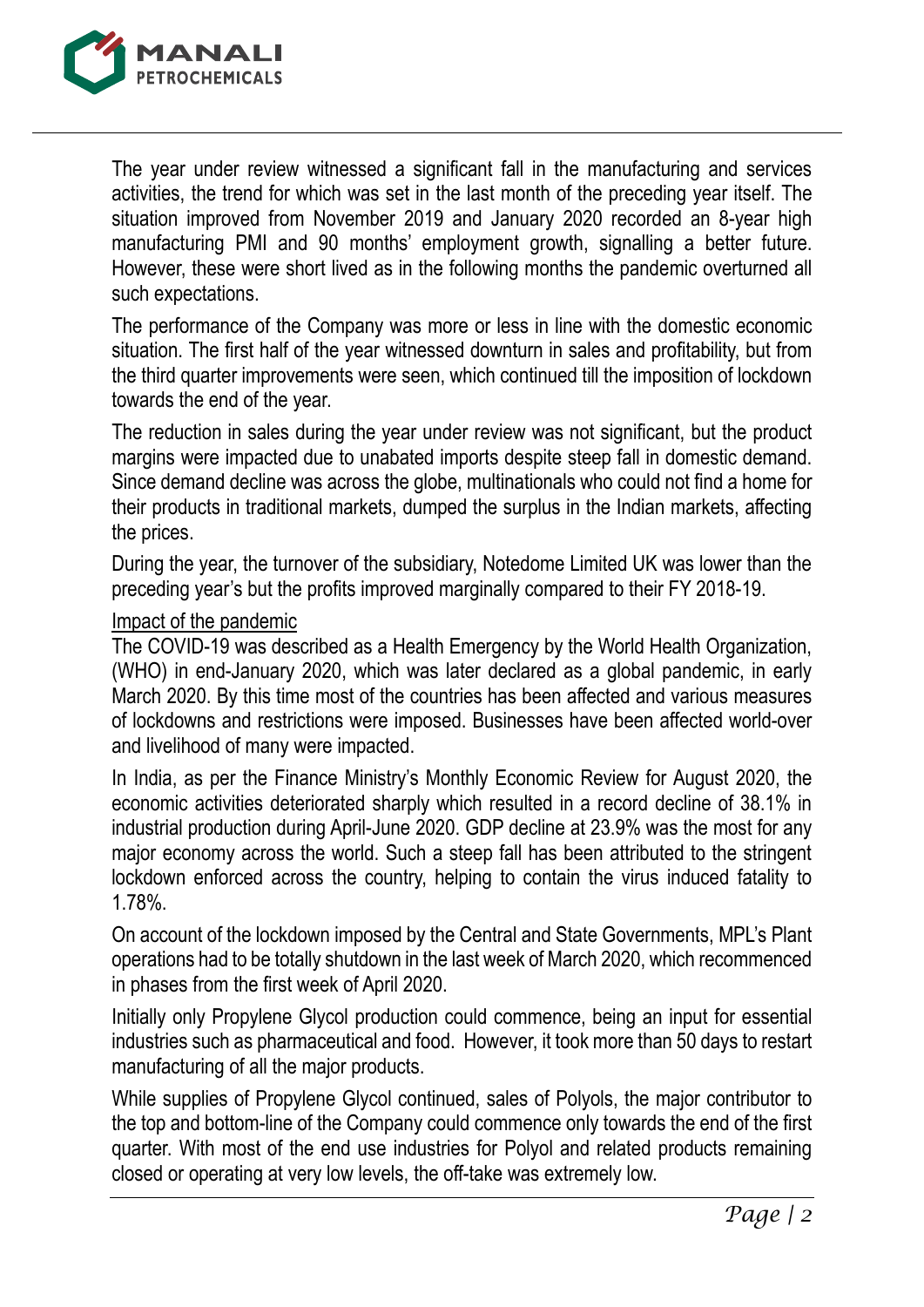The year under review witnessed a significant fall in the manufacturing and services activities, the trend for which was set in the last month of the preceding year itself. The situation improved from November 2019 and January 2020 recorded an 8-year high manufacturing PMI and 90 months' employment growth, signalling a better future. However, these were short lived as in the following months the pandemic overturned all such expectations.

The performance of the Company was more or less in line with the domestic economic situation. The first half of the year witnessed downturn in sales and profitability, but from the third quarter improvements were seen, which continued till the imposition of lockdown towards the end of the year.

The reduction in sales during the year under review was not significant, but the product margins were impacted due to unabated imports despite steep fall in domestic demand. Since demand decline was across the globe, multinationals who could not find a home for their products in traditional markets, dumped the surplus in the Indian markets, affecting the prices.

During the year, the turnover of the subsidiary, Notedome Limited UK was lower than the preceding year's but the profits improved marginally compared to their FY 2018-19.

Impact of the pandemic

The COVID-19 was described as a Health Emergency by the World Health Organization, (WHO) in end-January 2020, which was later declared as a global pandemic, in early March 2020. By this time most of the countries has been affected and various measures of lockdowns and restrictions were imposed. Businesses have been affected world-over and livelihood of many were impacted.

In India, as per the Finance Ministry's Monthly Economic Review for August 2020, the economic activities deteriorated sharply which resulted in a record decline of 38.1% in industrial production during April-June 2020. GDP decline at 23.9% was the most for any major economy across the world. Such a steep fall has been attributed to the stringent lockdown enforced across the country, helping to contain the virus induced fatality to 1.78%.

On account of the lockdown imposed by the Central and State Governments, MPL's Plant operations had to be totally shutdown in the last week of March 2020, which recommenced in phases from the first week of April 2020.

Initially only Propylene Glycol production could commence, being an input for essential industries such as pharmaceutical and food. However, it took more than 50 days to restart manufacturing of all the major products.

While supplies of Propylene Glycol continued, sales of Polyols, the major contributor to the top and bottom-line of the Company could commence only towards the end of the first quarter. With most of the end use industries for Polyol and related products remaining closed or operating at very low levels, the off-take was extremely low.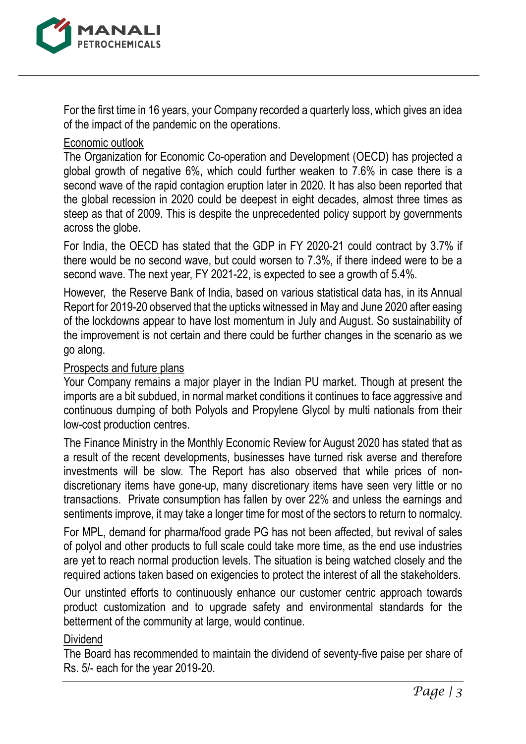For the first time in 16 years, your Company recorded a quarterly loss, which gives an idea of the impact of the pandemic on the operations.

## Economic outlook

The Organization for Economic Co-operation and Development (OECD) has projected a global growth of negative 6%, which could further weaken to 7.6% in case there is a second wave of the rapid contagion eruption later in 2020. It has also been reported that the global recession in 2020 could be deepest in eight decades, almost three times as steep as that of 2009. This is despite the unprecedented policy support by governments across the globe.

For India, the OECD has stated that the GDP in FY 2020-21 could contract by 3.7% if there would be no second wave, but could worsen to 7.3%, if there indeed were to be a second wave. The next year, FY 2021-22, is expected to see a growth of 5.4%.

However, the Reserve Bank of India, based on various statistical data has, in its Annual Report for 2019-20 observed that the upticks witnessed in May and June 2020 after easing of the lockdowns appear to have lost momentum in July and August. So sustainability of the improvement is not certain and there could be further changes in the scenario as we go along.

## Prospects and future plans

Your Company remains a major player in the Indian PU market. Though at present the imports are a bit subdued, in normal market conditions it continues to face aggressive and continuous dumping of both Polyols and Propylene Glycol by multi nationals from their low-cost production centres.

The Finance Ministry in the Monthly Economic Review for August 2020 has stated that as a result of the recent developments, businesses have turned risk averse and therefore investments will be slow. The Report has also observed that while prices of non-discretionary items have gone-up, many discretionary items have seen very little or no transactions. Private consumption has fallen by over 22% and unless the earnings and sentiments improve, it may take a longer time for most of the sectors to return to normalcy.

For MPL, demand for pharma/food grade PG has not been affected, but revival of sales of polyol and other products to full scale could take more time, as the end use industries are yet to reach normal production levels. The situation is being watched closely and the required actions taken based on exigencies to protect the interest of all the stakeholders.

Our unstinted efforts to continuously enhance our customer centric approach towards product customization and to upgrade safety and environmental standards for the betterment of the community at large, would continue.

## Dividend

The Board has recommended to maintain the dividend of seventy-five paise per share of Rs. 5/- each for the year 2019-20.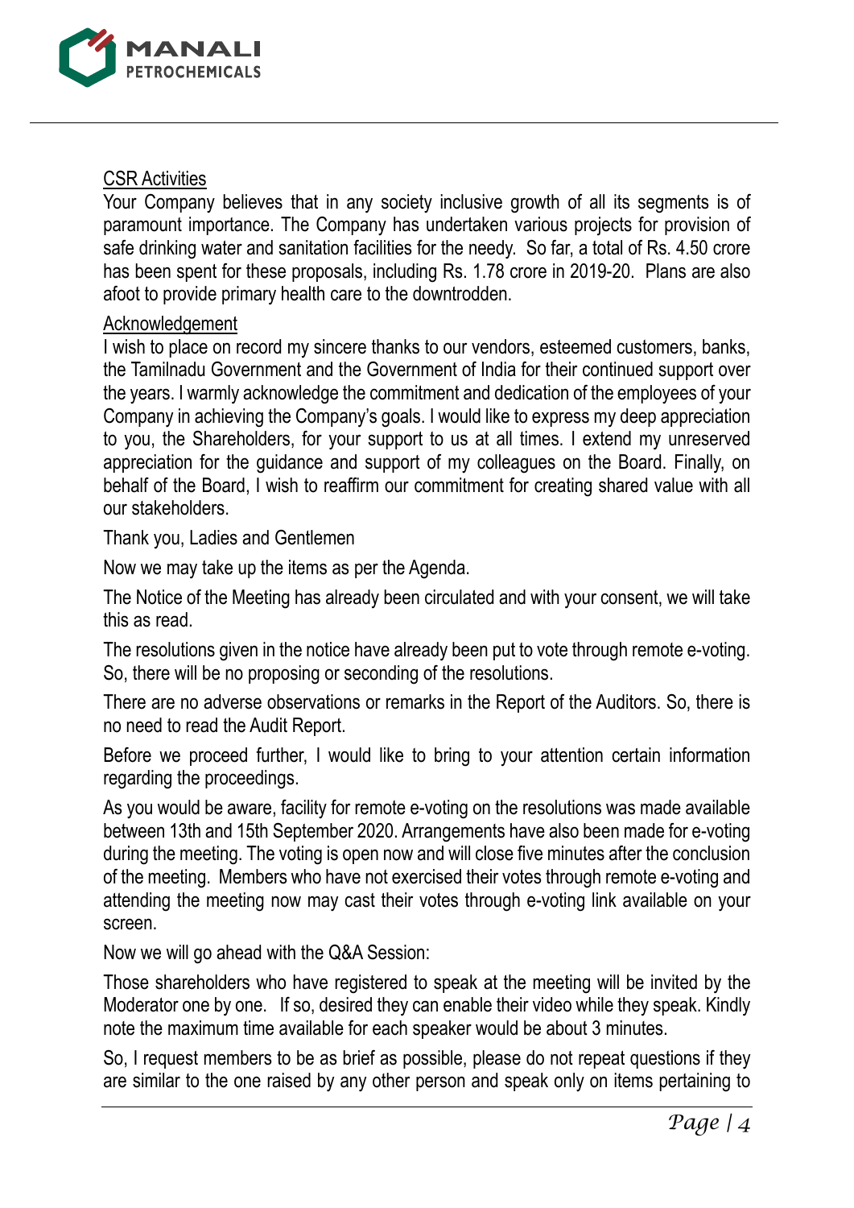<u>CSR Activities</u>

Your Company believes that in any society inclusive growth of all its segments is of paramount importance. The Company has undertaken various projects for provision of safe drinking water and sanitation facilities for the needy. So far, a total of Rs. 4.50 crore has been spent for these proposals, including Rs. 1.78 crore in 2019-20. Plans are also afoot to provide primary health care to the downtrodden.

<u>Acknowledgement</u>

I wish to place on record my sincere thanks to our vendors, esteemed customers, banks, the Tamilnadu Government and the Government of India for their continued support over the years. I warmly acknowledge the commitment and dedication of the employees of your Company in achieving the Company's goals. I would like to express my deep appreciation to you, the Shareholders, for your support to us at all times. I extend my unreserved appreciation for the guidance and support of my colleagues on the Board. Finally, on behalf of the Board, I wish to reaffirm our commitment for creating shared value with all our stakeholders.

Thank you, Ladies and Gentlemen

Now we may take up the items as per the Agenda.

The Notice of the Meeting has already been circulated and with your consent, we will take this as read.

The resolutions given in the notice have already been put to vote through remote e-voting. So, there will be no proposing or seconding of the resolutions.

There are no adverse observations or remarks in the Report of the Auditors. So, there is no need to read the Audit Report.

Before we proceed further, I would like to bring to your attention certain information regarding the proceedings.

As you would be aware, facility for remote e-voting on the resolutions was made available between 13th and 15th September 2020. Arrangements have also been made for e-voting during the meeting. The voting is open now and will close five minutes after the conclusion of the meeting. Members who have not exercised their votes through remote e-voting and attending the meeting now may cast their votes through e-voting link available on your screen.

Now we will go ahead with the Q&A Session:

Those shareholders who have registered to speak at the meeting will be invited by the Moderator one by one. If so, desired they can enable their video while they speak. Kindly note the maximum time available for each speaker would be about 3 minutes.

So, I request members to be as brief as possible, please do not repeat questions if they are similar to the one raised by any other person and speak only on items pertaining to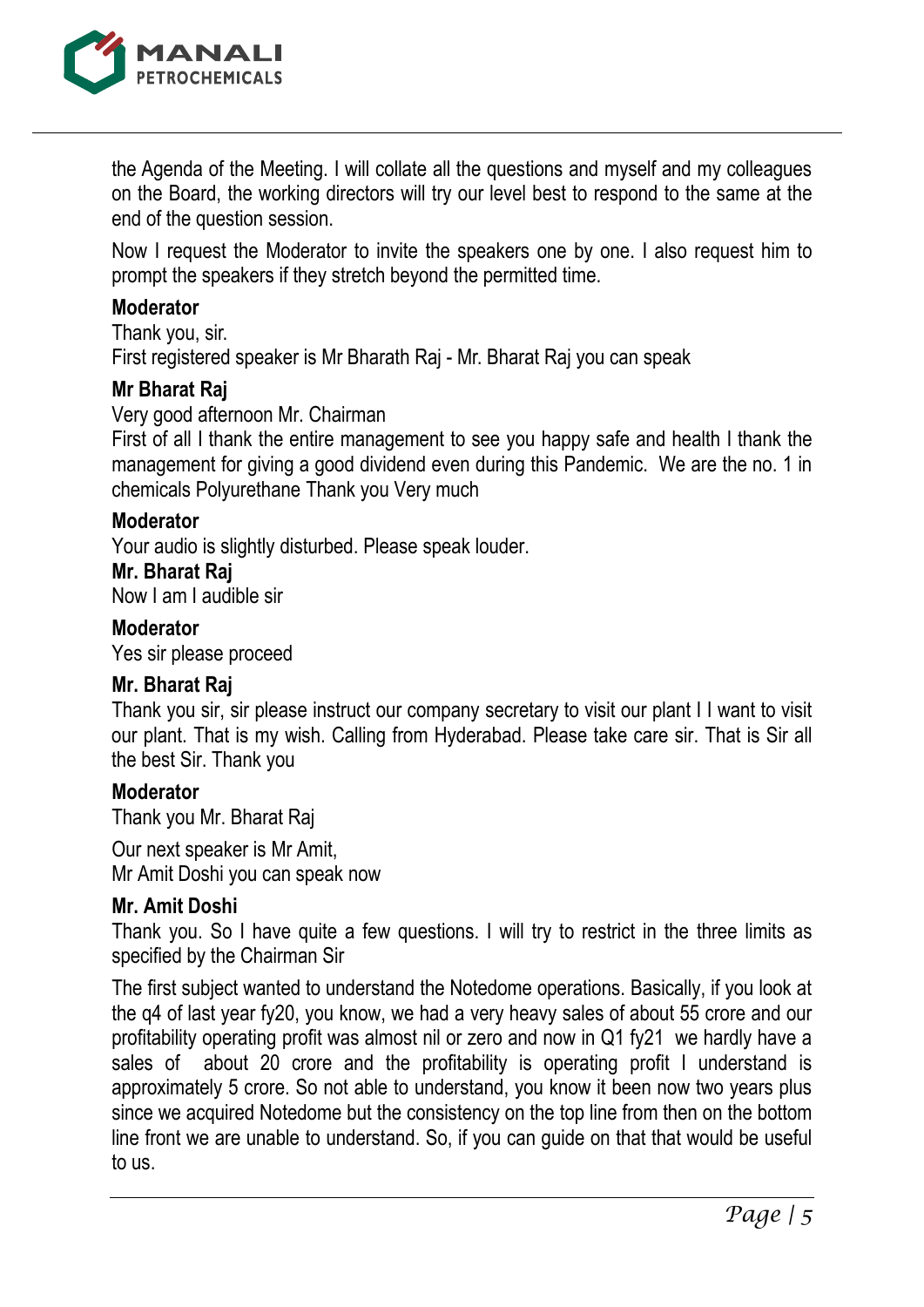the Agenda of the Meeting. I will collate all the questions and myself and my colleagues on the Board, the working directors will try our level best to respond to the same at the end of the question session.

Now I request the Moderator to invite the speakers one by one. I also request him to prompt the speakers if they stretch beyond the permitted time.

**Moderator**

Thank you, sir.
First registered speaker is Mr Bharath Raj - Mr. Bharat Raj you can speak

**Mr Bharat Raj**

Very good afternoon Mr. Chairman
First of all I thank the entire management to see you happy safe and health I thank the management for giving a good dividend even during this Pandemic. We are the no. 1 in chemicals Polyurethane Thank you Very much

**Moderator**

Your audio is slightly disturbed. Please speak louder.

**Mr. Bharat Raj**

Now I am I audible sir

**Moderator**

Yes sir please proceed

**Mr. Bharat Raj**

Thank you sir, sir please instruct our company secretary to visit our plant I I want to visit our plant. That is my wish. Calling from Hyderabad. Please take care sir. That is Sir all the best Sir. Thank you

**Moderator**

Thank you Mr. Bharat Raj

Our next speaker is Mr Amit,
Mr Amit Doshi you can speak now

**Mr. Amit Doshi**

Thank you. So I have quite a few questions. I will try to restrict in the three limits as specified by the Chairman Sir

The first subject wanted to understand the Notedome operations. Basically, if you look at the q4 of last year fy20, you know, we had a very heavy sales of about 55 crore and our profitability operating profit was almost nil or zero and now in Q1 fy21 we hardly have a sales of about 20 crore and the profitability is operating profit I understand is approximately 5 crore. So not able to understand, you know it been now two years plus since we acquired Notedome but the consistency on the top line from then on the bottom line front we are unable to understand. So, if you can guide on that that would be useful to us.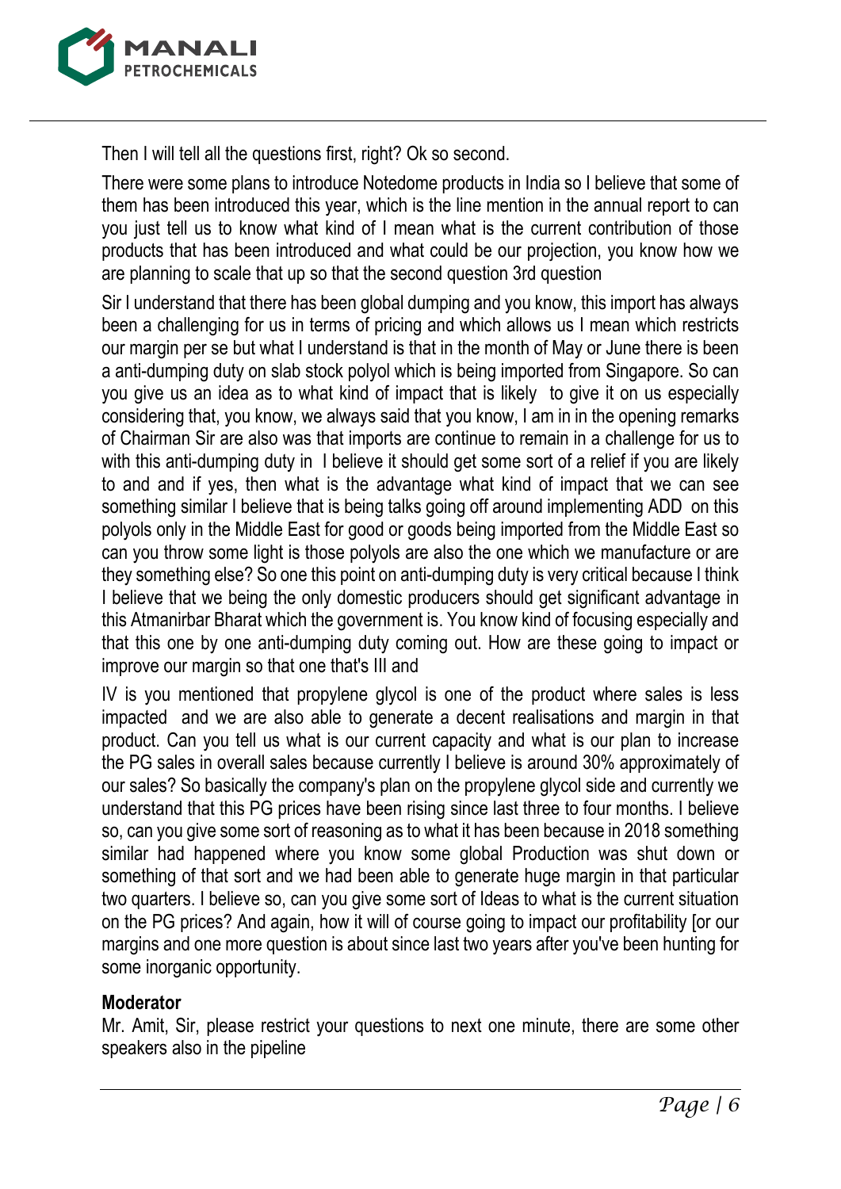Then I will tell all the questions first, right? Ok so second.

There were some plans to introduce Notedome products in India so I believe that some of them has been introduced this year, which is the line mention in the annual report to can you just tell us to know what kind of I mean what is the current contribution of those products that has been introduced and what could be our projection, you know how we are planning to scale that up so that the second question 3rd question

Sir I understand that there has been global dumping and you know, this import has always been a challenging for us in terms of pricing and which allows us I mean which restricts our margin per se but what I understand is that in the month of May or June there is been a anti-dumping duty on slab stock polyol which is being imported from Singapore. So can you give us an idea as to what kind of impact that is likely to give it on us especially considering that, you know, we always said that you know, I am in in the opening remarks of Chairman Sir are also was that imports are continue to remain in a challenge for us to with this anti-dumping duty in I believe it should get some sort of a relief if you are likely to and and if yes, then what is the advantage what kind of impact that we can see something similar I believe that is being talks going off around implementing ADD on this polyols only in the Middle East for good or goods being imported from the Middle East so can you throw some light is those polyols are also the one which we manufacture or are they something else? So one this point on anti-dumping duty is very critical because I think I believe that we being the only domestic producers should get significant advantage in this Atmanirbar Bharat which the government is. You know kind of focusing especially and that this one by one anti-dumping duty coming out. How are these going to impact or improve our margin so that one that's III and

IV is you mentioned that propylene glycol is one of the product where sales is less impacted and we are also able to generate a decent realisations and margin in that product. Can you tell us what is our current capacity and what is our plan to increase the PG sales in overall sales because currently I believe is around 30% approximately of our sales? So basically the company's plan on the propylene glycol side and currently we understand that this PG prices have been rising since last three to four months. I believe so, can you give some sort of reasoning as to what it has been because in 2018 something similar had happened where you know some global Production was shut down or something of that sort and we had been able to generate huge margin in that particular two quarters. I believe so, can you give some sort of Ideas to what is the current situation on the PG prices? And again, how it will of course going to impact our profitability [or our margins and one more question is about since last two years after you've been hunting for some inorganic opportunity.

**Moderator**
Mr. Amit, Sir, please restrict your questions to next one minute, there are some other speakers also in the pipeline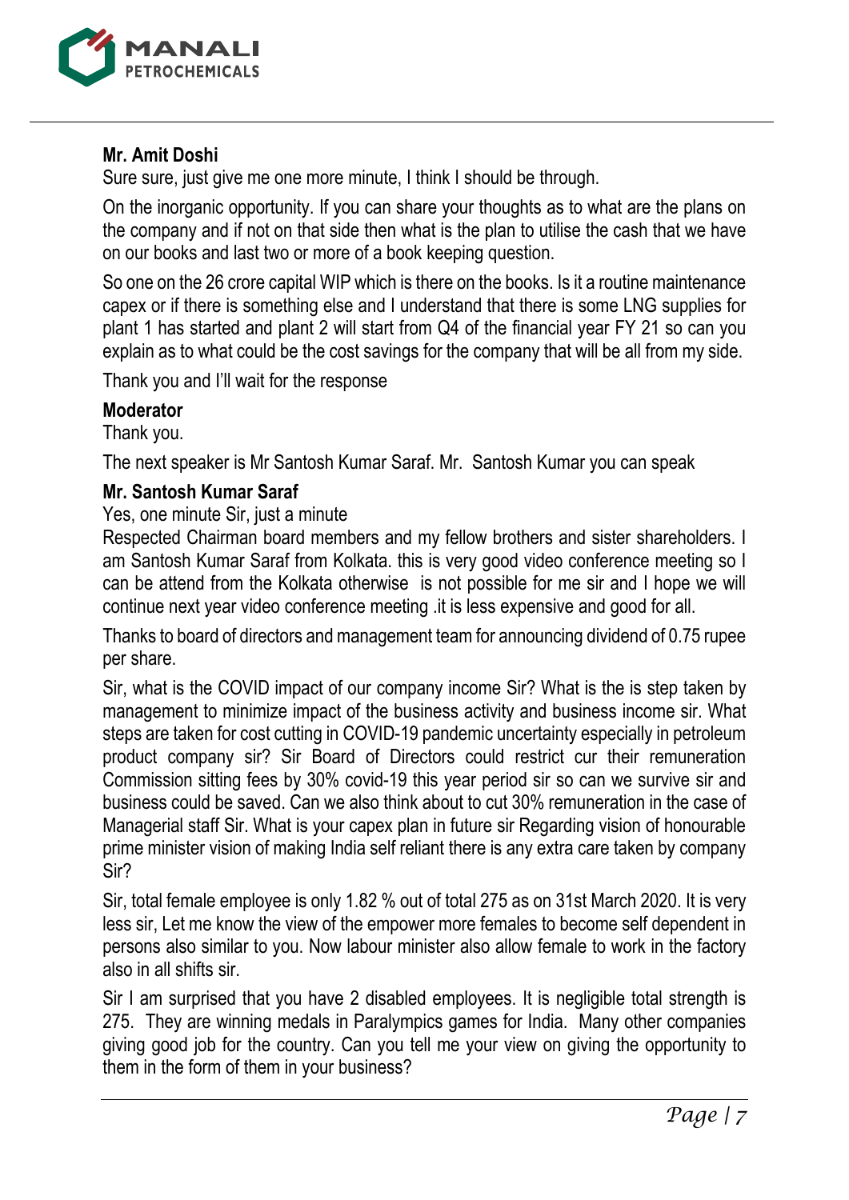**Mr. Amit Doshi**

Sure sure, just give me one more minute, I think I should be through.

On the inorganic opportunity. If you can share your thoughts as to what are the plans on the company and if not on that side then what is the plan to utilise the cash that we have on our books and last two or more of a book keeping question.

So one on the 26 crore capital WIP which is there on the books. Is it a routine maintenance capex or if there is something else and I understand that there is some LNG supplies for plant 1 has started and plant 2 will start from Q4 of the financial year FY 21 so can you explain as to what could be the cost savings for the company that will be all from my side.

Thank you and I'll wait for the response

**Moderator**

Thank you.

The next speaker is Mr Santosh Kumar Saraf. Mr. Santosh Kumar you can speak

**Mr. Santosh Kumar Saraf**

Yes, one minute Sir, just a minute

Respected Chairman board members and my fellow brothers and sister shareholders. I am Santosh Kumar Saraf from Kolkata. this is very good video conference meeting so I can be attend from the Kolkata otherwise is not possible for me sir and I hope we will continue next year video conference meeting .it is less expensive and good for all.

Thanks to board of directors and management team for announcing dividend of 0.75 rupee per share.

Sir, what is the COVID impact of our company income Sir? What is the is step taken by management to minimize impact of the business activity and business income sir. What steps are taken for cost cutting in COVID-19 pandemic uncertainty especially in petroleum product company sir? Sir Board of Directors could restrict cur their remuneration Commission sitting fees by 30% covid-19 this year period sir so can we survive sir and business could be saved. Can we also think about to cut 30% remuneration in the case of Managerial staff Sir. What is your capex plan in future sir Regarding vision of honourable prime minister vision of making India self reliant there is any extra care taken by company Sir?

Sir, total female employee is only 1.82 % out of total 275 as on 31st March 2020. It is very less sir, Let me know the view of the empower more females to become self dependent in persons also similar to you. Now labour minister also allow female to work in the factory also in all shifts sir.

Sir I am surprised that you have 2 disabled employees. It is negligible total strength is 275. They are winning medals in Paralympics games for India. Many other companies giving good job for the country. Can you tell me your view on giving the opportunity to them in the form of them in your business?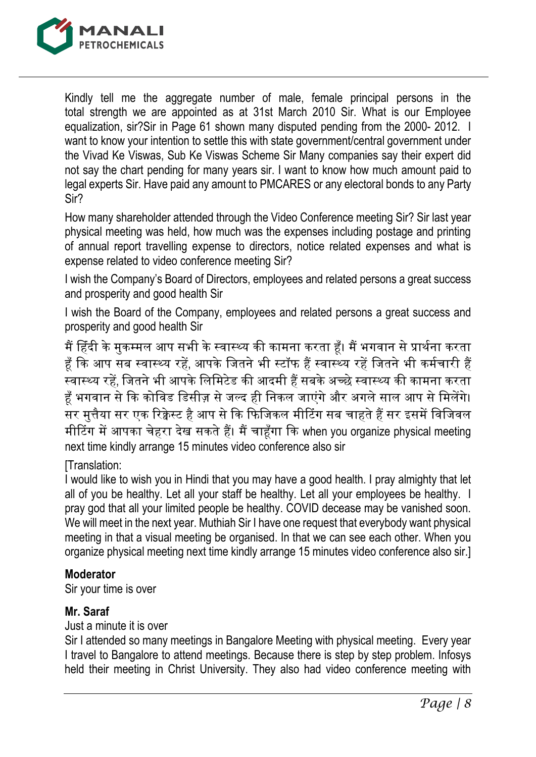Kindly tell me the aggregate number of male, female principal persons in the total strength we are appointed as at 31st March 2010 Sir. What is our Employee equalization, sir?Sir in Page 61 shown many disputed pending from the 2000- 2012. I want to know your intention to settle this with state government/central government under the Vivad Ke Viswas, Sub Ke Viswas Scheme Sir Many companies say their expert did not say the chart pending for many years sir. I want to know how much amount paid to legal experts Sir. Have paid any amount to PMCARES or any electoral bonds to any Party Sir?

How many shareholder attended through the Video Conference meeting Sir? Sir last year physical meeting was held, how much was the expenses including postage and printing of annual report travelling expense to directors, notice related expenses and what is expense related to video conference meeting Sir?

I wish the Company's Board of Directors, employees and related persons a great success and prosperity and good health Sir

I wish the Board of the Company, employees and related persons a great success and prosperity and good health Sir

मैं हिंदी के मुकम्मल आप सभी के स्वास्थ्य की कामना करता हूँ। मैं भगवान से प्रार्थना करता हूँ कि आप सब स्वास्थ्य रहें, आपके जितने भी स्टॉफ हैं स्वास्थ्य रहें जितने भी कर्मचारी हैं स्वास्थ्य रहें, जितने भी आपके लिमिटेड की आदमी हैं सबके अच्छे स्वास्थ्य की कामना करता हूँ भगवान से कि कोविड डिसीज़ से जल्द ही निकल जाएंगे और अगले साल आप से मिलेंगे। सर मुत्तैया सर एक रिक्वेस्ट है आप से कि फिजिकल मीटिंग सब चाहते हैं सर इसमें विजिवल मीटिंग में आपका चेहरा देख सकते हैं। मैं चाहूँगा कि when you organize physical meeting next time kindly arrange 15 minutes video conference also sir

[Translation:
I would like to wish you in Hindi that you may have a good health. I pray almighty that let all of you be healthy. Let all your staff be healthy. Let all your employees be healthy. I pray god that all your limited people be healthy. COVID decease may be vanished soon. We will meet in the next year. Muthiah Sir I have one request that everybody want physical meeting in that a visual meeting be organised. In that we can see each other. When you organize physical meeting next time kindly arrange 15 minutes video conference also sir.]

**Moderator**
Sir your time is over

**Mr. Saraf**
Just a minute it is over
Sir I attended so many meetings in Bangalore Meeting with physical meeting. Every year I travel to Bangalore to attend meetings. Because there is step by step problem. Infosys held their meeting in Christ University. They also had video conference meeting with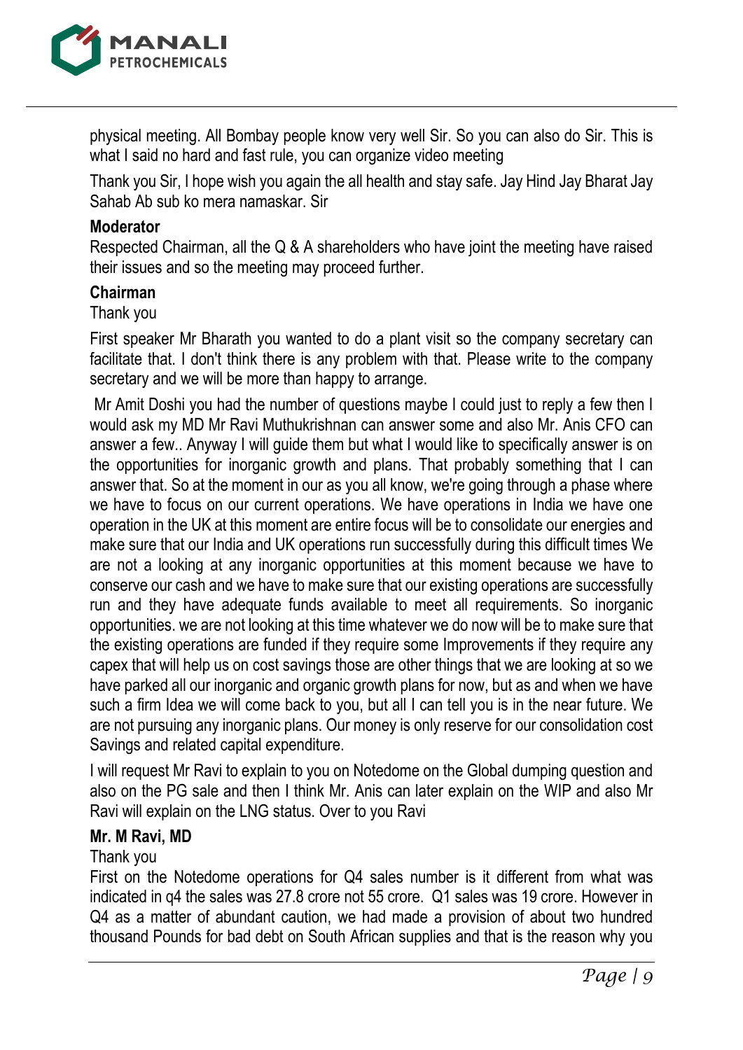physical meeting. All Bombay people know very well Sir. So you can also do Sir. This is what I said no hard and fast rule, you can organize video meeting

Thank you Sir, I hope wish you again the all health and stay safe. Jay Hind Jay Bharat Jay Sahab Ab sub ko mera namaskar. Sir

**Moderator**

Respected Chairman, all the Q & A shareholders who have joint the meeting have raised their issues and so the meeting may proceed further.

**Chairman**

Thank you

First speaker Mr Bharath you wanted to do a plant visit so the company secretary can facilitate that. I don't think there is any problem with that. Please write to the company secretary and we will be more than happy to arrange.

Mr Amit Doshi you had the number of questions maybe I could just to reply a few then I would ask my MD Mr Ravi Muthukrishnan can answer some and also Mr. Anis CFO can answer a few.. Anyway I will guide them but what I would like to specifically answer is on the opportunities for inorganic growth and plans. That probably something that I can answer that. So at the moment in our as you all know, we're going through a phase where we have to focus on our current operations. We have operations in India we have one operation in the UK at this moment are entire focus will be to consolidate our energies and make sure that our India and UK operations run successfully during this difficult times We are not a looking at any inorganic opportunities at this moment because we have to conserve our cash and we have to make sure that our existing operations are successfully run and they have adequate funds available to meet all requirements. So inorganic opportunities. we are not looking at this time whatever we do now will be to make sure that the existing operations are funded if they require some Improvements if they require any capex that will help us on cost savings those are other things that we are looking at so we have parked all our inorganic and organic growth plans for now, but as and when we have such a firm Idea we will come back to you, but all I can tell you is in the near future. We are not pursuing any inorganic plans. Our money is only reserve for our consolidation cost Savings and related capital expenditure.

I will request Mr Ravi to explain to you on Notedome on the Global dumping question and also on the PG sale and then I think Mr. Anis can later explain on the WIP and also Mr Ravi will explain on the LNG status. Over to you Ravi

**Mr. M Ravi, MD**

Thank you

First on the Notedome operations for Q4 sales number is it different from what was indicated in q4 the sales was 27.8 crore not 55 crore. Q1 sales was 19 crore. However in Q4 as a matter of abundant caution, we had made a provision of about two hundred thousand Pounds for bad debt on South African supplies and that is the reason why you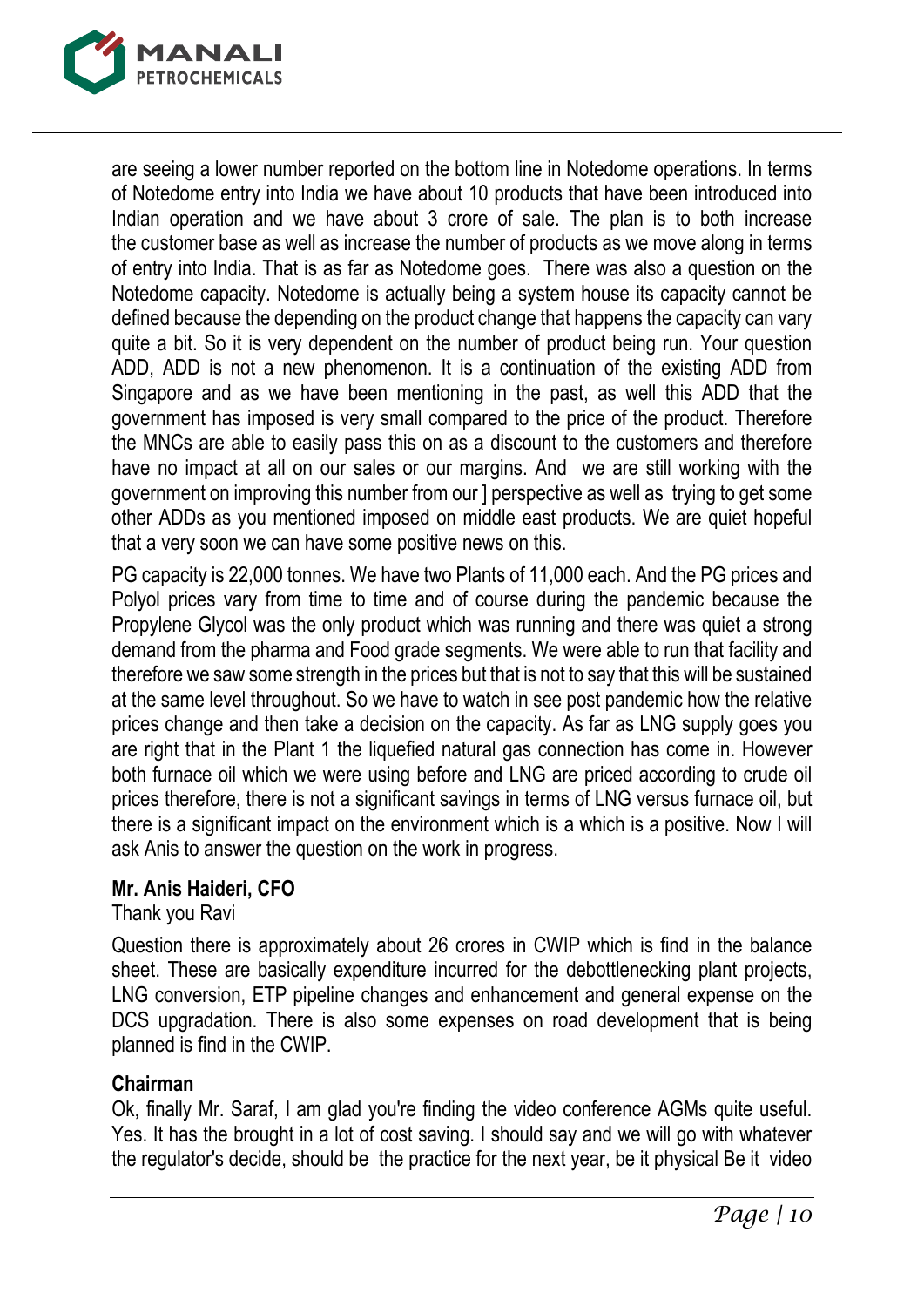are seeing a lower number reported on the bottom line in Notedome operations. In terms of Notedome entry into India we have about 10 products that have been introduced into Indian operation and we have about 3 crore of sale. The plan is to both increase the customer base as well as increase the number of products as we move along in terms of entry into India. That is as far as Notedome goes. There was also a question on the Notedome capacity. Notedome is actually being a system house its capacity cannot be defined because the depending on the product change that happens the capacity can vary quite a bit. So it is very dependent on the number of product being run. Your question ADD, ADD is not a new phenomenon. It is a continuation of the existing ADD from Singapore and as we have been mentioning in the past, as well this ADD that the government has imposed is very small compared to the price of the product. Therefore the MNCs are able to easily pass this on as a discount to the customers and therefore have no impact at all on our sales or our margins. And we are still working with the government on improving this number from our ] perspective as well as trying to get some other ADDs as you mentioned imposed on middle east products. We are quiet hopeful that a very soon we can have some positive news on this.

PG capacity is 22,000 tonnes. We have two Plants of 11,000 each. And the PG prices and Polyol prices vary from time to time and of course during the pandemic because the Propylene Glycol was the only product which was running and there was quiet a strong demand from the pharma and Food grade segments. We were able to run that facility and therefore we saw some strength in the prices but that is not to say that this will be sustained at the same level throughout. So we have to watch in see post pandemic how the relative prices change and then take a decision on the capacity. As far as LNG supply goes you are right that in the Plant 1 the liquefied natural gas connection has come in. However both furnace oil which we were using before and LNG are priced according to crude oil prices therefore, there is not a significant savings in terms of LNG versus furnace oil, but there is a significant impact on the environment which is a which is a positive. Now I will ask Anis to answer the question on the work in progress.

**Mr. Anis Haideri, CFO**

Thank you Ravi

Question there is approximately about 26 crores in CWIP which is find in the balance sheet. These are basically expenditure incurred for the debottlenecking plant projects, LNG conversion, ETP pipeline changes and enhancement and general expense on the DCS upgradation. There is also some expenses on road development that is being planned is find in the CWIP.

**Chairman**

Ok, finally Mr. Saraf, I am glad you're finding the video conference AGMs quite useful. Yes. It has the brought in a lot of cost saving. I should say and we will go with whatever the regulator's decide, should be the practice for the next year, be it physical Be it video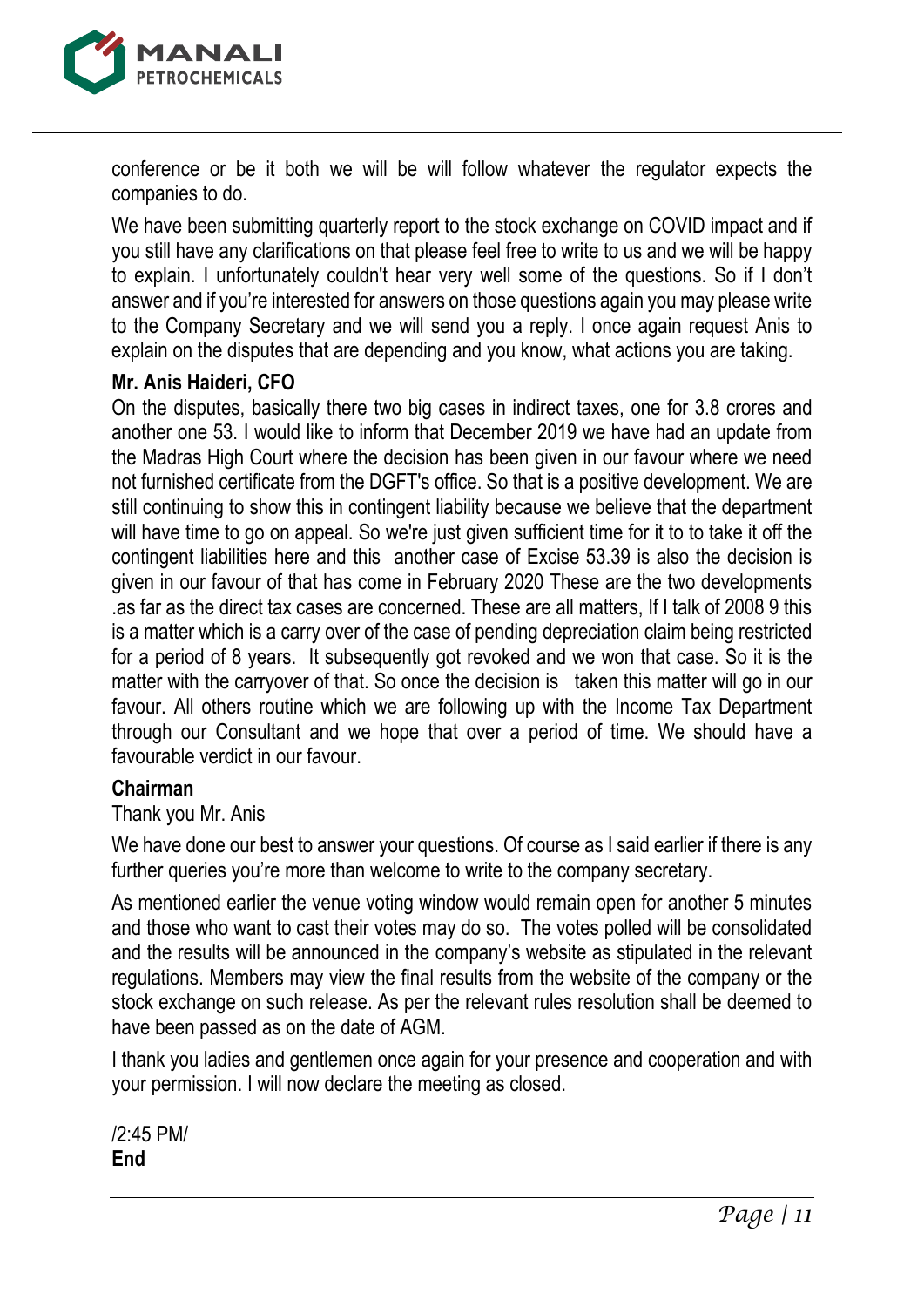conference or be it both we will be will follow whatever the regulator expects the companies to do.

We have been submitting quarterly report to the stock exchange on COVID impact and if you still have any clarifications on that please feel free to write to us and we will be happy to explain. I unfortunately couldn't hear very well some of the questions. So if I don't answer and if you're interested for answers on those questions again you may please write to the Company Secretary and we will send you a reply. I once again request Anis to explain on the disputes that are depending and you know, what actions you are taking.

**Mr. Anis Haideri, CFO**

On the disputes, basically there two big cases in indirect taxes, one for 3.8 crores and another one 53. I would like to inform that December 2019 we have had an update from the Madras High Court where the decision has been given in our favour where we need not furnished certificate from the DGFT's office. So that is a positive development. We are still continuing to show this in contingent liability because we believe that the department will have time to go on appeal. So we're just given sufficient time for it to to take it off the contingent liabilities here and this another case of Excise 53.39 is also the decision is given in our favour of that has come in February 2020 These are the two developments .as far as the direct tax cases are concerned. These are all matters, If I talk of 2008 9 this is a matter which is a carry over of the case of pending depreciation claim being restricted for a period of 8 years. It subsequently got revoked and we won that case. So it is the matter with the carryover of that. So once the decision is taken this matter will go in our favour. All others routine which we are following up with the Income Tax Department through our Consultant and we hope that over a period of time. We should have a favourable verdict in our favour.

**Chairman**

Thank you Mr. Anis

We have done our best to answer your questions. Of course as I said earlier if there is any further queries you're more than welcome to write to the company secretary.

As mentioned earlier the venue voting window would remain open for another 5 minutes and those who want to cast their votes may do so. The votes polled will be consolidated and the results will be announced in the company's website as stipulated in the relevant regulations. Members may view the final results from the website of the company or the stock exchange on such release. As per the relevant rules resolution shall be deemed to have been passed as on the date of AGM.

I thank you ladies and gentlemen once again for your presence and cooperation and with your permission. I will now declare the meeting as closed.

/2:45 PM/

**End**